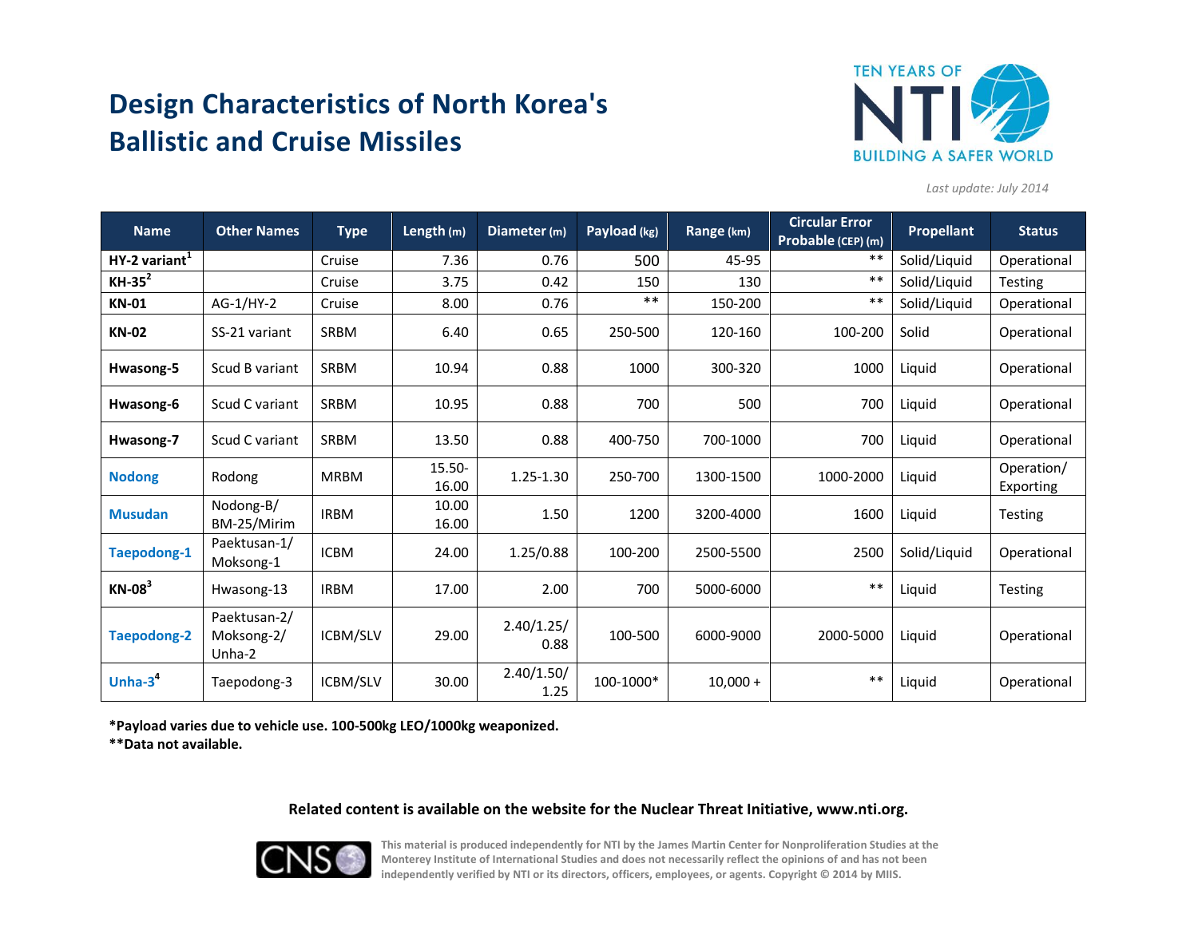# Design Characteristics of North Korea's Ballistic and Cruise Missiles

*Last update: July 2014*

| Name | Other Names | Type | Length (m) | Diameter (m) | Payload (kg) | Range (km) | Circular Error Probable (CEP) (m) | Propellant | Status |
|---|---|---|---|---|---|---|---|---|---|
| **HY-2 variant**[1] | | Cruise | 7.36 | 0.76 | 500 | 45-95 | ** | Solid/Liquid | Operational |
| **KH-35**[2] | | Cruise | 3.75 | 0.42 | 150 | 130 | ** | Solid/Liquid | Testing |
| **KN-01** | AG-1/HY-2 | Cruise | 8.00 | 0.76 | ** | 150-200 | ** | Solid/Liquid | Operational |
| **KN-02** | SS-21 variant | SRBM | 6.40 | 0.65 | 250-500 | 120-160 | 100-200 | Solid | Operational |
| **Hwasong-5** | Scud B variant | SRBM | 10.94 | 0.88 | 1000 | 300-320 | 1000 | Liquid | Operational |
| **Hwasong-6** | Scud C variant | SRBM | 10.95 | 0.88 | 700 | 500 | 700 | Liquid | Operational |
| **Hwasong-7** | Scud C variant | SRBM | 13.50 | 0.88 | 400-750 | 700-1000 | 700 | Liquid | Operational |
| **Nodong** | Rodong | MRBM | 15.50-16.00 | 1.25-1.30 | 250-700 | 1300-1500 | 1000-2000 | Liquid | Operation/ Exporting |
| **Musudan** | Nodong-B/ BM-25/Mirim | IRBM | 10.00 16.00 | 1.50 | 1200 | 3200-4000 | 1600 | Liquid | Testing |
| **Taepodong-1** | Paektusan-1/ Moksong-1 | ICBM | 24.00 | 1.25/0.88 | 100-200 | 2500-5500 | 2500 | Solid/Liquid | Operational |
| **KN-08**[3] | Hwasong-13 | IRBM | 17.00 | 2.00 | 700 | 5000-6000 | ** | Liquid | Testing |
| **Taepodong-2** | Paektusan-2/ Moksong-2/ Unha-2 | ICBM/SLV | 29.00 | 2.40/1.25/ 0.88 | 100-500 | 6000-9000 | 2000-5000 | Liquid | Operational |
| **Unha-3**[4] | Taepodong-3 | ICBM/SLV | 30.00 | 2.40/1.50/ 1.25 | 100-1000* | 10,000 + | ** | Liquid | Operational |

***Payload varies due to vehicle use. 100-500kg LEO/1000kg weaponized.**

****Data not available.**

**Related content is available on the website for the Nuclear Threat Initiative, www.nti.org.**

This material is produced independently for NTI by the James Martin Center for Nonproliferation Studies at the Monterey Institute of International Studies and does not necessarily reflect the opinions of and has not been independently verified by NTI or its directors, officers, employees, or agents. Copyright © 2014 by MIIS.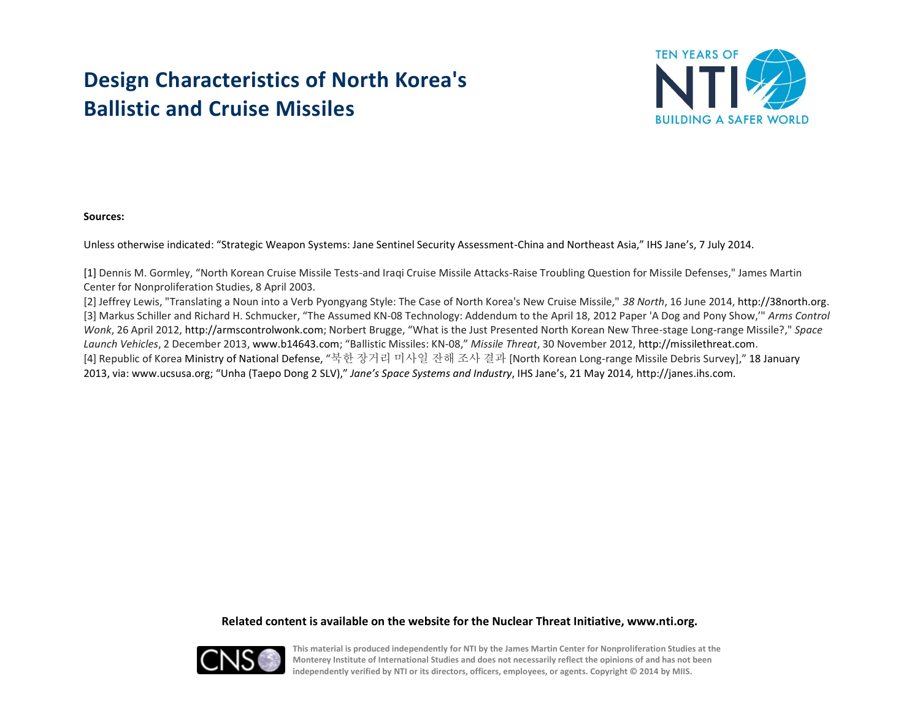# Design Characteristics of North Korea's Ballistic and Cruise Missiles

**Sources:**

Unless otherwise indicated: "Strategic Weapon Systems: Jane Sentinel Security Assessment-China and Northeast Asia," IHS Jane's, 7 July 2014.

[1] Dennis M. Gormley, "North Korean Cruise Missile Tests-and Iraqi Cruise Missile Attacks-Raise Troubling Question for Missile Defenses," James Martin Center for Nonproliferation Studies, 8 April 2003.
[2] Jeffrey Lewis, "Translating a Noun into a Verb Pyongyang Style: The Case of North Korea's New Cruise Missile," *38 North*, 16 June 2014, http://38north.org.
[3] Markus Schiller and Richard H. Schmucker, "The Assumed KN-08 Technology: Addendum to the April 18, 2012 Paper 'A Dog and Pony Show,'" *Arms Control Wonk*, 26 April 2012, http://armscontrolwonk.com; Norbert Brugge, "What is the Just Presented North Korean New Three-stage Long-range Missile?," *Space Launch Vehicles*, 2 December 2013, www.b14643.com; "Ballistic Missiles: KN-08," *Missile Threat*, 30 November 2012, http://missilethreat.com.
[4] Republic of Korea Ministry of National Defense, "북한 장거리 미사일 잔해 조사 결과 [North Korean Long-range Missile Debris Survey]," 18 January 2013, via: www.ucsusa.org; "Unha (Taepo Dong 2 SLV)," *Jane's Space Systems and Industry*, IHS Jane's, 21 May 2014, http://janes.ihs.com.

**Related content is available on the website for the Nuclear Threat Initiative, www.nti.org.**

This material is produced independently for NTI by the James Martin Center for Nonproliferation Studies at the Monterey Institute of International Studies and does not necessarily reflect the opinions of and has not been independently verified by NTI or its directors, officers, employees, or agents. Copyright © 2014 by MIIS.